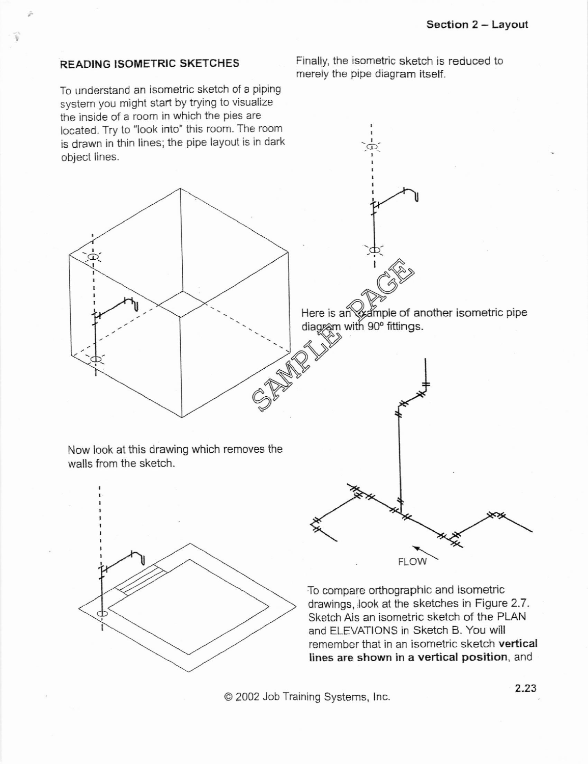## READING ISOMETRIC SKETCHES

To understand an isometric sketch of a piping system you might start by trying to visualize the inside of a room in which the pies are located. Try to "look into" this room. The room is drawn in thin lines; the pipe layout is in dark object lines.

Now look at this drawing which removes the walls from the sketch.

Finally, the isometric sketch is reduced to merely the pipe diagram itself.

Here is an example of another isometric pipe diagram with 90° fittings.

FLOW

To compare orthographic and isometric drawings, look at the sketches in Figure 2.7. Sketch A is an isometric sketch of the PLAN and ELEVATIONS in Sketch B. You will remember that in an isometric sketch **vertical lines are shown in a vertical position**, and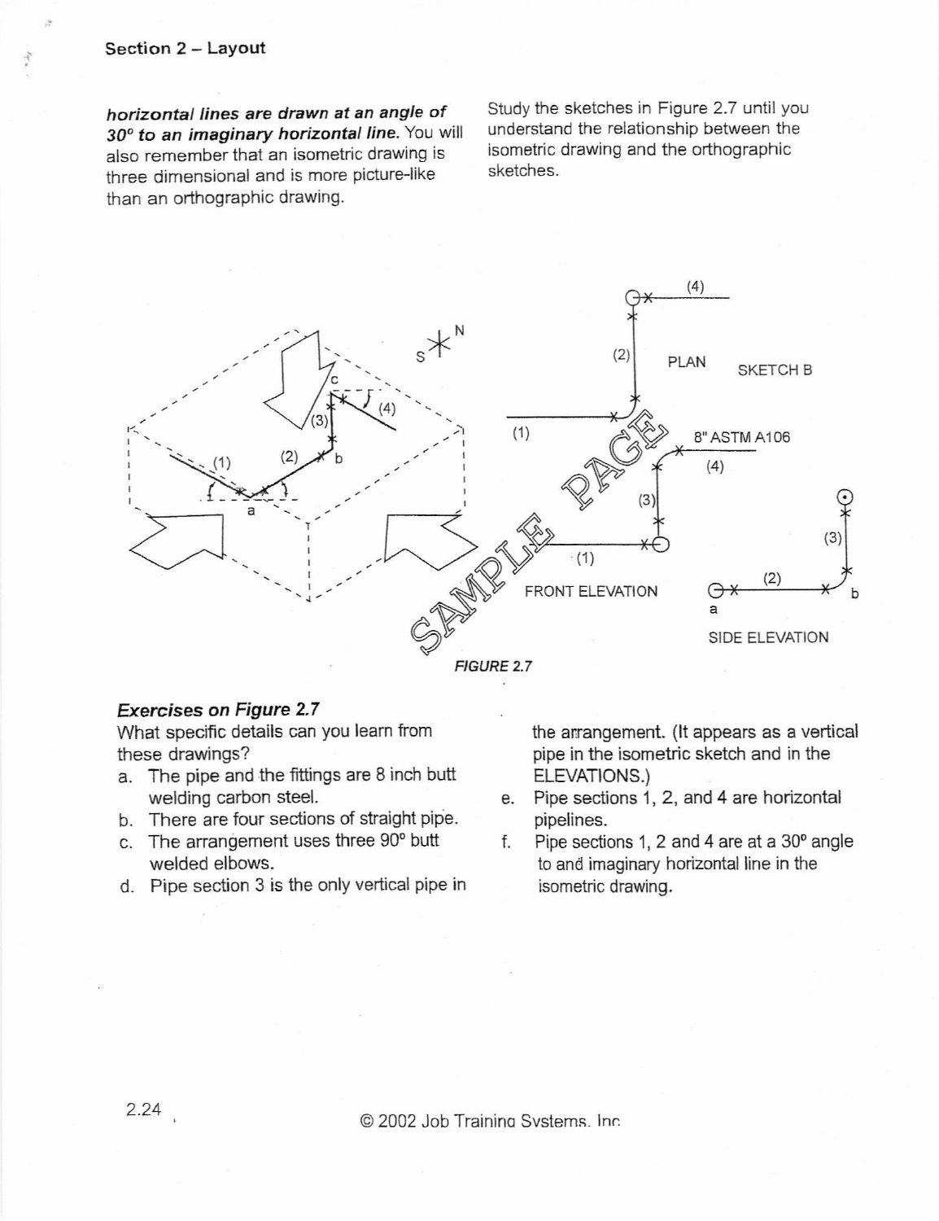***horizontal lines are drawn at an angle of 30° to an imaginary horizontal line.*** You will also remember that an isometric drawing is three dimensional and is more picture-like than an orthographic drawing.

Study the sketches in Figure 2.7 until you understand the relationship between the isometric drawing and the orthographic sketches.

*FIGURE 2.7*

### *Exercises on Figure 2.7*

What specific details can you learn from these drawings?

a. The pipe and the fittings are 8 inch butt welding carbon steel.
b. There are four sections of straight pipe.
c. The arrangement uses three 90° butt welded elbows.
d. Pipe section 3 is the only vertical pipe in the arrangement. (It appears as a vertical pipe in the isometric sketch and in the ELEVATIONS.)
e. Pipe sections 1, 2, and 4 are horizontal pipelines.
f. Pipe sections 1, 2 and 4 are at a 30° angle to and imaginary horizontal line in the isometric drawing.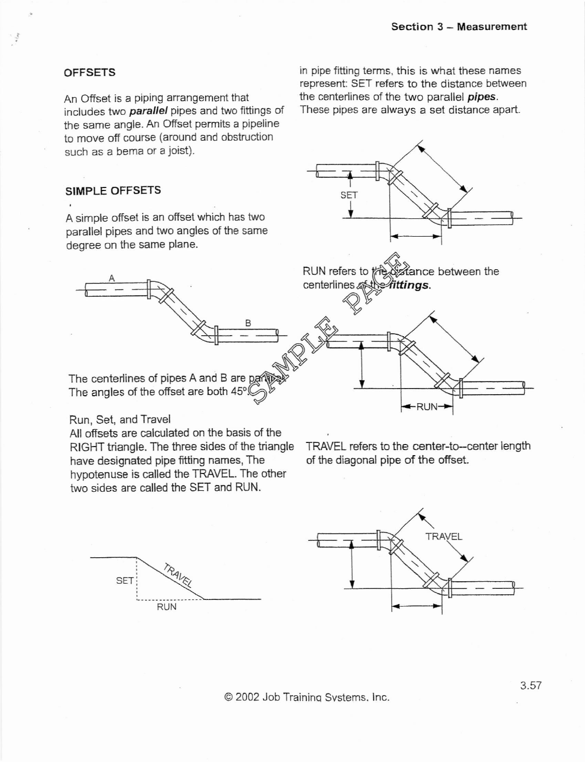## OFFSETS

An Offset is a piping arrangement that includes two ***parallel*** pipes and two fittings of the same angle. An Offset permits a pipeline to move off course (around and obstruction such as a bema or a joist).

## SIMPLE OFFSETS

A simple offset is an offset which has two parallel pipes and two angles of the same degree on the same plane.

A

B

The centerlines of pipes A and B are parallel. The angles of the offset are both 45°.

Run, Set, and Travel

All offsets are calculated on the basis of the RIGHT triangle. The three sides of the triangle have designated pipe fitting names, The hypotenuse is called the TRAVEL. The other two sides are called the SET and RUN.

SET

TRAVEL

RUN

in pipe fitting terms, this is what these names represent: SET refers to the distance between the centerlines of the two parallel ***pipes***. These pipes are always a set distance apart.

SET

RUN refers to the distance between the centerlines of the ***fittings***.

RUN

TRAVEL refers to the center-to--center length of the diagonal pipe of the offset.

TRAVEL